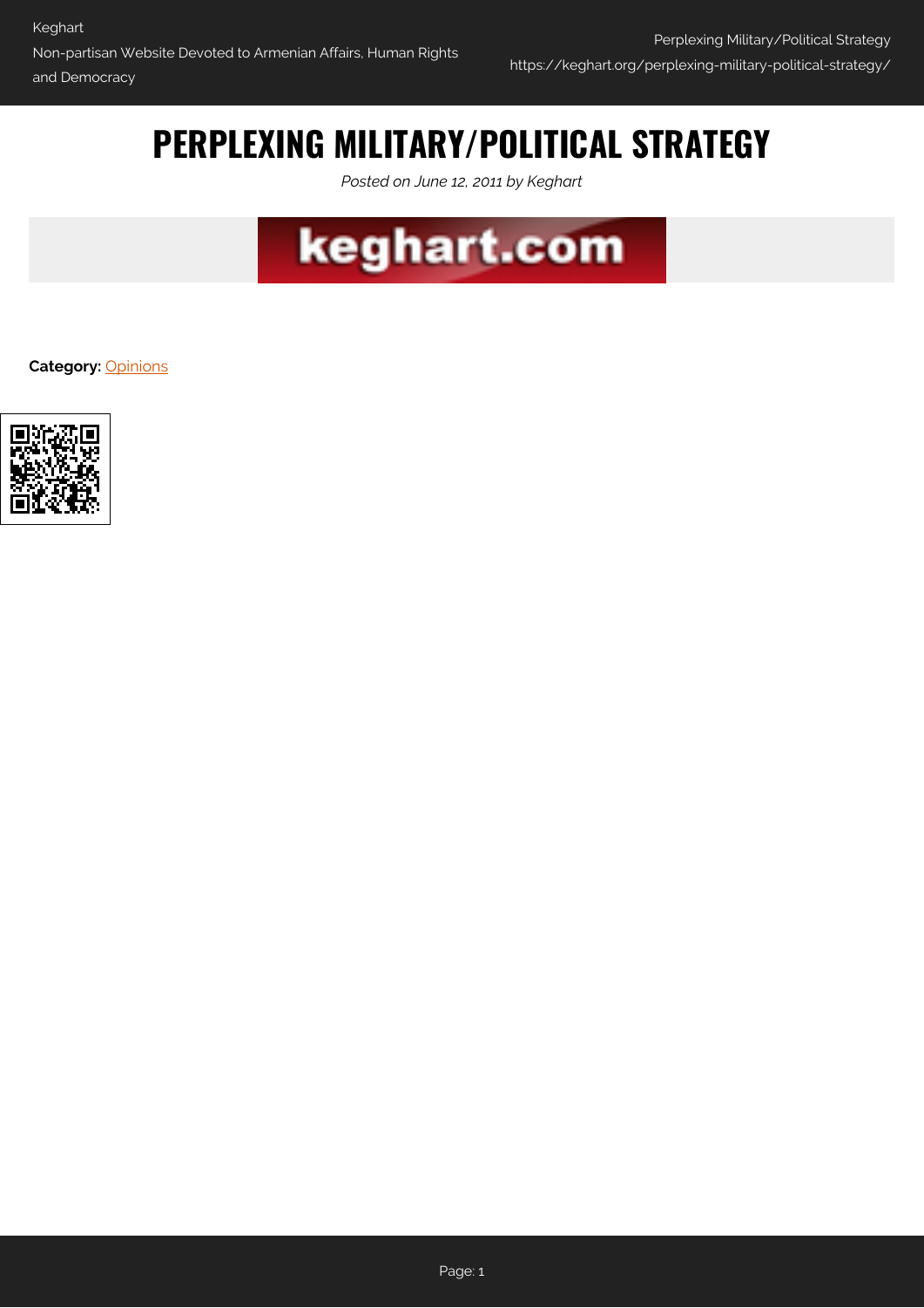# PERPLEXING MILITARY/POLITICAL STRATEGY

*Posted on June 12, 2011 by Keghart*

**Category:** Opinions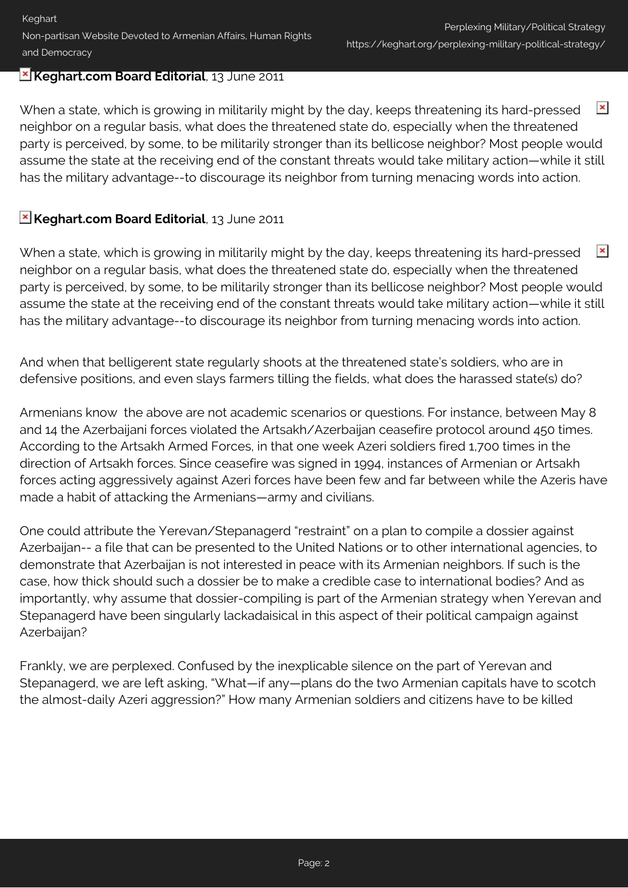**Keghart.com Board Editorial**, 13 June 2011

When a state, which is growing in militarily might by the day, keeps threatening its hard-pressed neighbor on a regular basis, what does the threatened state do, especially when the threatened party is perceived, by some, to be militarily stronger than its bellicose neighbor? Most people would assume the state at the receiving end of the constant threats would take military action—while it still has the military advantage--to discourage its neighbor from turning menacing words into action.

**Keghart.com Board Editorial**, 13 June 2011

When a state, which is growing in militarily might by the day, keeps threatening its hard-pressed neighbor on a regular basis, what does the threatened state do, especially when the threatened party is perceived, by some, to be militarily stronger than its bellicose neighbor? Most people would assume the state at the receiving end of the constant threats would take military action—while it still has the military advantage--to discourage its neighbor from turning menacing words into action.

And when that belligerent state regularly shoots at the threatened state's soldiers, who are in defensive positions, and even slays farmers tilling the fields, what does the harassed state(s) do?

Armenians know the above are not academic scenarios or questions. For instance, between May 8 and 14 the Azerbaijani forces violated the Artsakh/Azerbaijan ceasefire protocol around 450 times. According to the Artsakh Armed Forces, in that one week Azeri soldiers fired 1,700 times in the direction of Artsakh forces. Since ceasefire was signed in 1994, instances of Armenian or Artsakh forces acting aggressively against Azeri forces have been few and far between while the Azeris have made a habit of attacking the Armenians—army and civilians.

One could attribute the Yerevan/Stepanagerd "restraint" on a plan to compile a dossier against Azerbaijan-- a file that can be presented to the United Nations or to other international agencies, to demonstrate that Azerbaijan is not interested in peace with its Armenian neighbors. If such is the case, how thick should such a dossier be to make a credible case to international bodies? And as importantly, why assume that dossier-compiling is part of the Armenian strategy when Yerevan and Stepanagerd have been singularly lackadaisical in this aspect of their political campaign against Azerbaijan?

Frankly, we are perplexed. Confused by the inexplicable silence on the part of Yerevan and Stepanagerd, we are left asking, "What—if any—plans do the two Armenian capitals have to scotch the almost-daily Azeri aggression?" How many Armenian soldiers and citizens have to be killed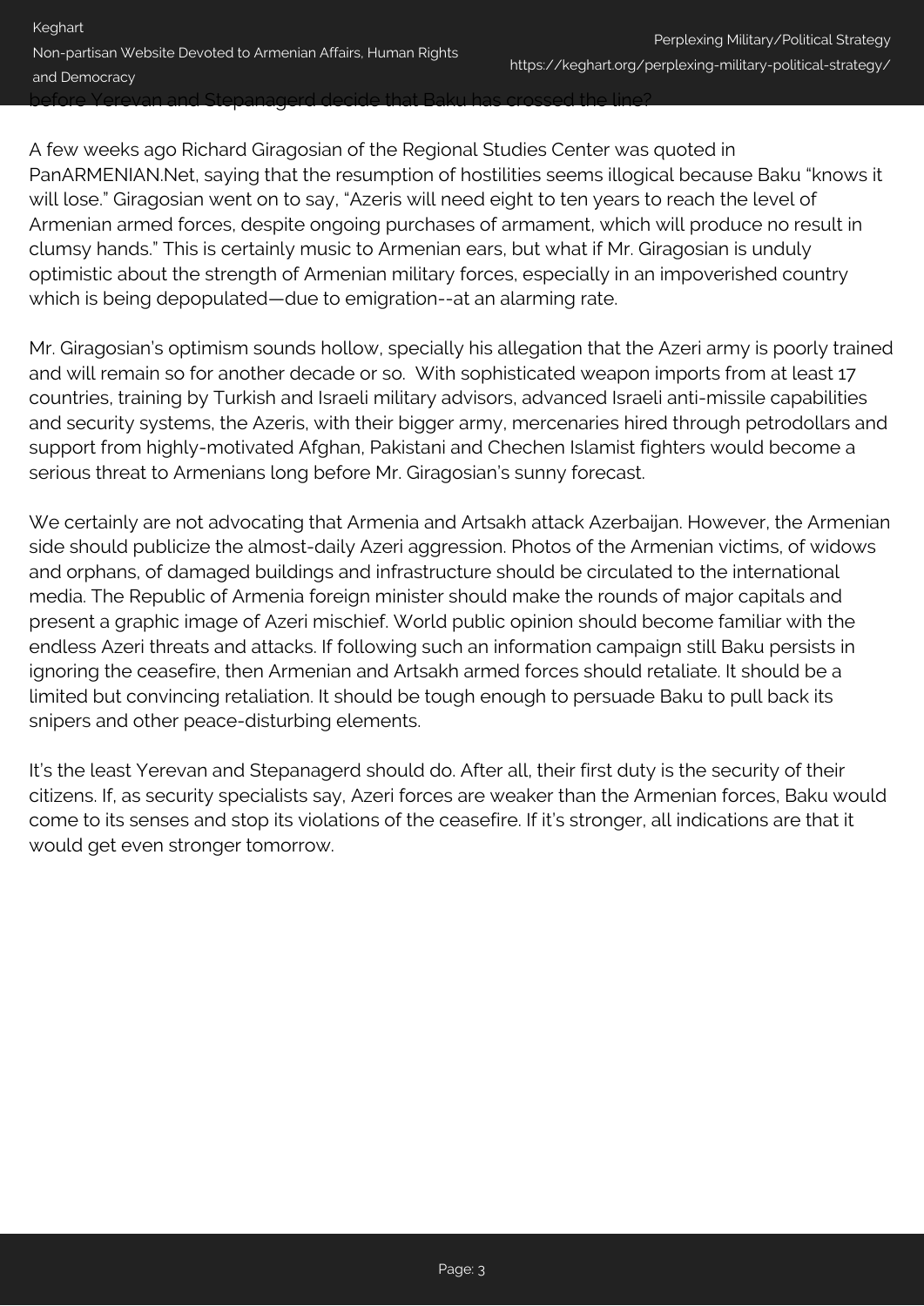before Yerevan and Stepanagerd decide that Baku has crossed the line?

A few weeks ago Richard Giragosian of the Regional Studies Center was quoted in PanARMENIAN.Net, saying that the resumption of hostilities seems illogical because Baku "knows it will lose." Giragosian went on to say, "Azeris will need eight to ten years to reach the level of Armenian armed forces, despite ongoing purchases of armament, which will produce no result in clumsy hands." This is certainly music to Armenian ears, but what if Mr. Giragosian is unduly optimistic about the strength of Armenian military forces, especially in an impoverished country which is being depopulated—due to emigration--at an alarming rate.

Mr. Giragosian's optimism sounds hollow, specially his allegation that the Azeri army is poorly trained and will remain so for another decade or so. With sophisticated weapon imports from at least 17 countries, training by Turkish and Israeli military advisors, advanced Israeli anti-missile capabilities and security systems, the Azeris, with their bigger army, mercenaries hired through petrodollars and support from highly-motivated Afghan, Pakistani and Chechen Islamist fighters would become a serious threat to Armenians long before Mr. Giragosian's sunny forecast.

We certainly are not advocating that Armenia and Artsakh attack Azerbaijan. However, the Armenian side should publicize the almost-daily Azeri aggression. Photos of the Armenian victims, of widows and orphans, of damaged buildings and infrastructure should be circulated to the international media. The Republic of Armenia foreign minister should make the rounds of major capitals and present a graphic image of Azeri mischief. World public opinion should become familiar with the endless Azeri threats and attacks. If following such an information campaign still Baku persists in ignoring the ceasefire, then Armenian and Artsakh armed forces should retaliate. It should be a limited but convincing retaliation. It should be tough enough to persuade Baku to pull back its snipers and other peace-disturbing elements.

It's the least Yerevan and Stepanagerd should do. After all, their first duty is the security of their citizens. If, as security specialists say, Azeri forces are weaker than the Armenian forces, Baku would come to its senses and stop its violations of the ceasefire. If it's stronger, all indications are that it would get even stronger tomorrow.